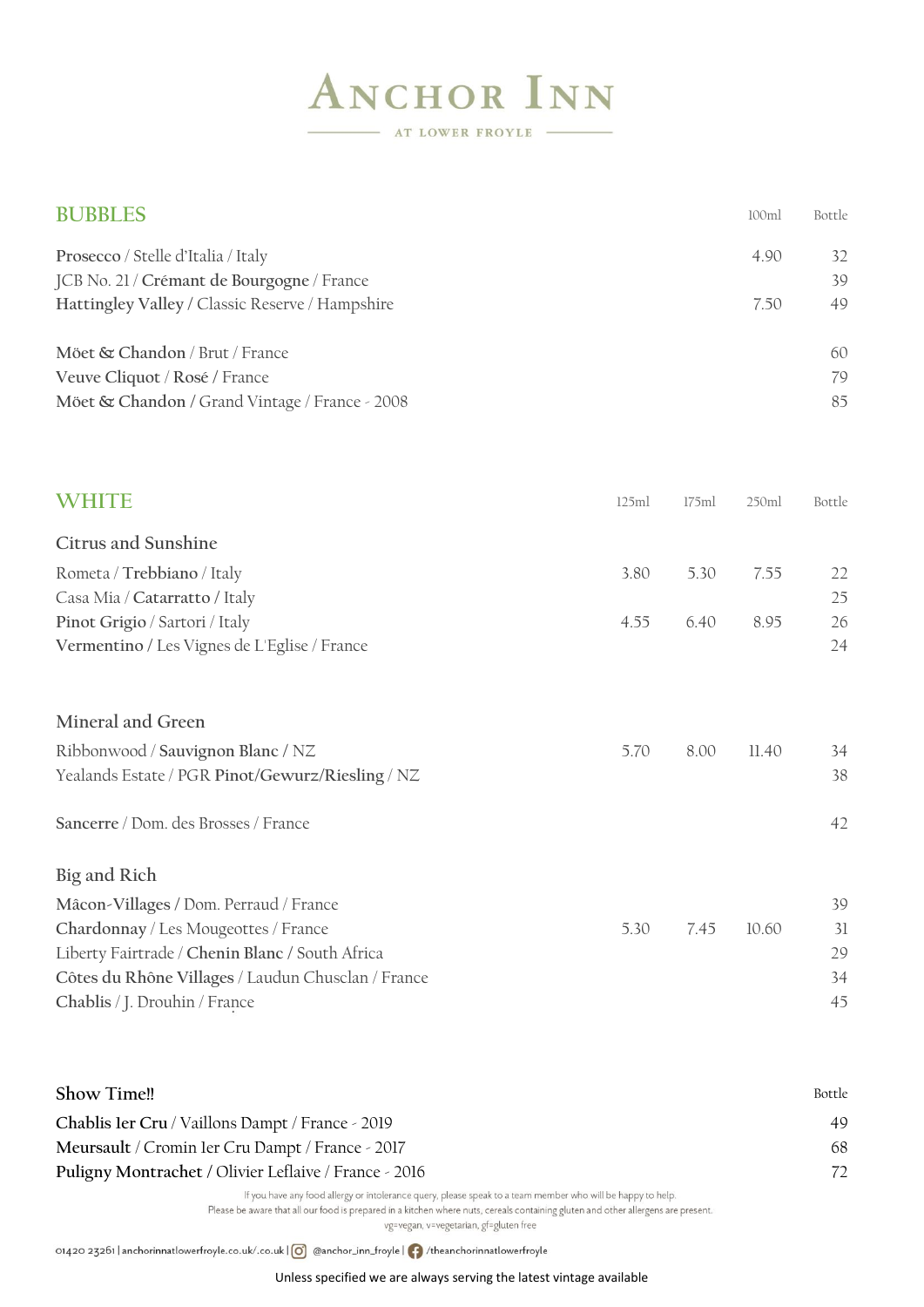# Anchor Inn

AT LOWER FROYLE

## BUBBLES

| | 100ml | Bottle |
|---|---|---|
| **Prosecco** / Stelle d'Italia / Italy | 4.90 | 32 |
| JCB No. 21 / **Crémant de Bourgogne** / France | | 39 |
| **Hattingley Valley** / Classic Reserve / Hampshire | 7.50 | 49 |
| **Möet & Chandon** / Brut / France | | 60 |
| **Veuve Cliquot** / **Rosé** / France | | 79 |
| **Möet & Chandon** / Grand Vintage / France - 2008 | | 85 |

## WHITE

| | 125ml | 175ml | 250ml | Bottle |
|---|---|---|---|---|
| **Citrus and Sunshine** | | | | |
| Rometa / **Trebbiano** / Italy | 3.80 | 5.30 | 7.55 | 22 |
| Casa Mia / **Catarratto** / Italy | | | | 25 |
| **Pinot Grigio** / Sartori / Italy | 4.55 | 6.40 | 8.95 | 26 |
| **Vermentino** / Les Vignes de L'Eglise / France | | | | 24 |
| **Mineral and Green** | | | | |
| Ribbonwood / **Sauvignon Blanc** / NZ | 5.70 | 8.00 | 11.40 | 34 |
| Yealands Estate / PGR **Pinot/Gewurz/Riesling** / NZ | | | | 38 |
| **Sancerre** / Dom. des Brosses / France | | | | 42 |
| **Big and Rich** | | | | |
| **Mâcon-Villages** / Dom. Perraud / France | | | | 39 |
| **Chardonnay** / Les Mougeottes / France | 5.30 | 7.45 | 10.60 | 31 |
| Liberty Fairtrade / **Chenin Blanc** / South Africa | | | | 29 |
| **Côtes du Rhône Villages** / Laudun Chusclan / France | | | | 34 |
| **Chablis** / J. Drouhin / France | | | | 45 |

### Show Time!!

| | Bottle |
|---|---|
| **Chablis 1er Cru** / Vaillons Dampt / France - 2019 | 49 |
| **Meursault** / Cromin 1er Cru Dampt / France - 2017 | 68 |
| **Puligny Montrachet** / Olivier Leflaive / France - 2016 | 72 |

If you have any food allergy or intolerance query, please speak to a team member who will be happy to help.
Please be aware that all our food is prepared in a kitchen where nuts, cereals containing gluten and other allergens are present.
vg=vegan, v=vegetarian, gf=gluten free

01420 23261 | anchorinnatlowerfroyle.co.uk/.co.uk | @anchor_inn_froyle | /theanchorinnatlowerfroyle

Unless specified we are always serving the latest vintage available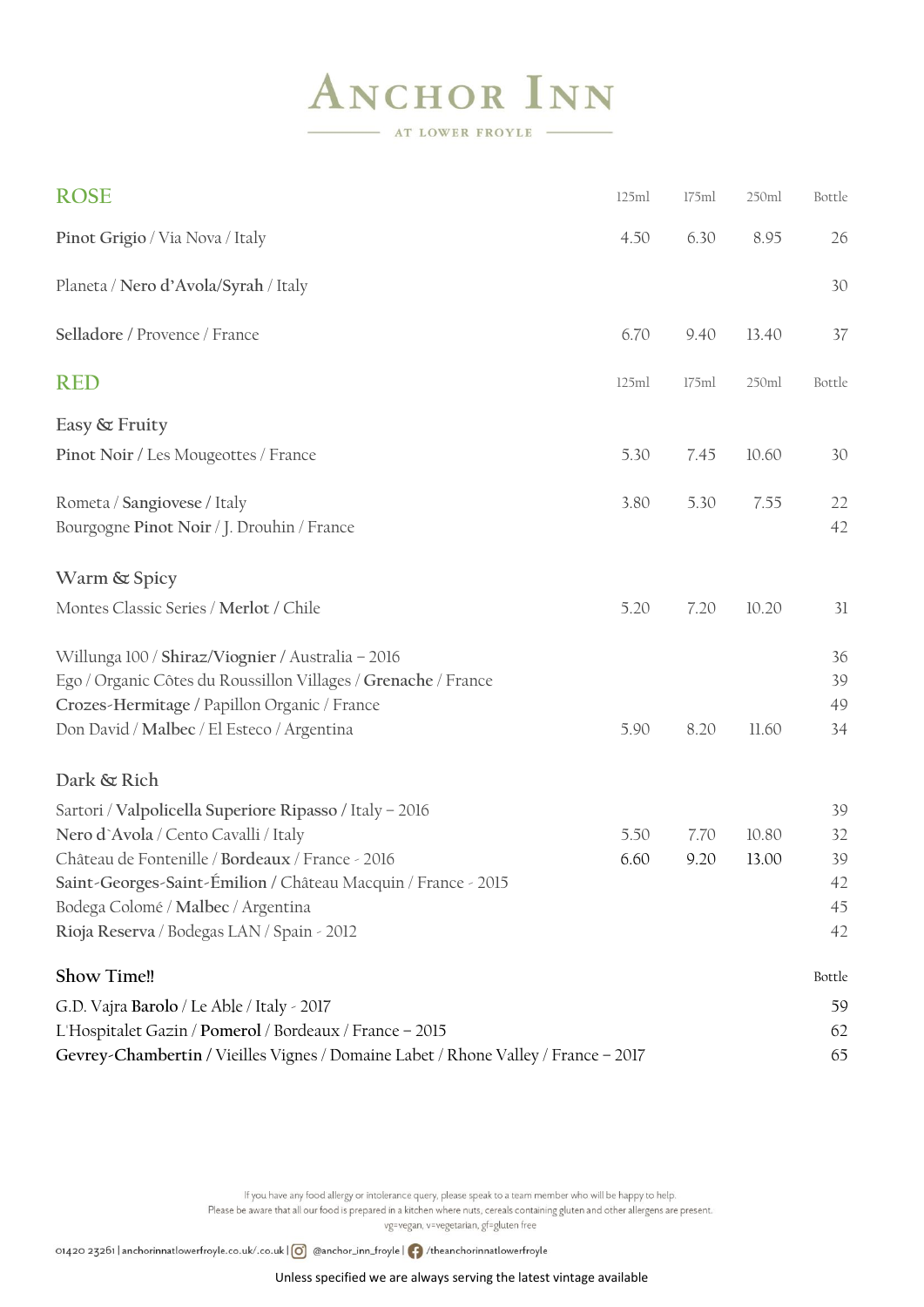# Anchor Inn

AT LOWER FROYLE

## ROSE

| | 125ml | 175ml | 250ml | Bottle |
|---|---|---|---|---|
| **Pinot Grigio** / Via Nova / Italy | 4.50 | 6.30 | 8.95 | 26 |
| Planeta / **Nero d'Avola/Syrah** / Italy | | | | 30 |
| **Selladore** / Provence / France | 6.70 | 9.40 | 13.40 | 37 |

## RED

| | 125ml | 175ml | 250ml | Bottle |
|---|---|---|---|---|
| **Easy & Fruity** | | | | |
| **Pinot Noir** / Les Mougeottes / France | 5.30 | 7.45 | 10.60 | 30 |
| Rometa / **Sangiovese** / Italy | 3.80 | 5.30 | 7.55 | 22 |
| Bourgogne **Pinot Noir** / J. Drouhin / France | | | | 42 |
| **Warm & Spicy** | | | | |
| Montes Classic Series / **Merlot** / Chile | 5.20 | 7.20 | 10.20 | 31 |
| Willunga 100 / **Shiraz/Viognier** / Australia – 2016 | | | | 36 |
| Ego / Organic Côtes du Roussillon Villages / **Grenache** / France | | | | 39 |
| **Crozes-Hermitage** / Papillon Organic / France | | | | 49 |
| Don David / **Malbec** / El Esteco / Argentina | 5.90 | 8.20 | 11.60 | 34 |
| **Dark & Rich** | | | | |
| Sartori / **Valpolicella Superiore Ripasso** / Italy – 2016 | | | | 39 |
| **Nero d`Avola** / Cento Cavalli / Italy | 5.50 | 7.70 | 10.80 | 32 |
| Château de Fontenille / **Bordeaux** / France - 2016 | 6.60 | 9.20 | 13.00 | 39 |
| **Saint-Georges-Saint-Émilion** / Château Macquin / France - 2015 | | | | 42 |
| Bodega Colomé / **Malbec** / Argentina | | | | 45 |
| **Rioja Reserva** / Bodegas LAN / Spain - 2012 | | | | 42 |

## Show Time!!

| | Bottle |
|---|---|
| G.D. Vajra **Barolo** / Le Able / Italy - 2017 | 59 |
| L'Hospitalet Gazin / **Pomerol** / Bordeaux / France – 2015 | 62 |
| **Gevrey-Chambertin** / Vieilles Vignes / Domaine Labet / Rhone Valley / France – 2017 | 65 |

If you have any food allergy or intolerance query, please speak to a team member who will be happy to help.
Please be aware that all our food is prepared in a kitchen where nuts, cereals containing gluten and other allergens are present.
vg=vegan, v=vegetarian, gf=gluten free

01420 23261 | anchorinnatlowerfroyle.co.uk/.co.uk | @anchor_inn_froyle | /theanchorinnatlowerfroyle

Unless specified we are always serving the latest vintage available